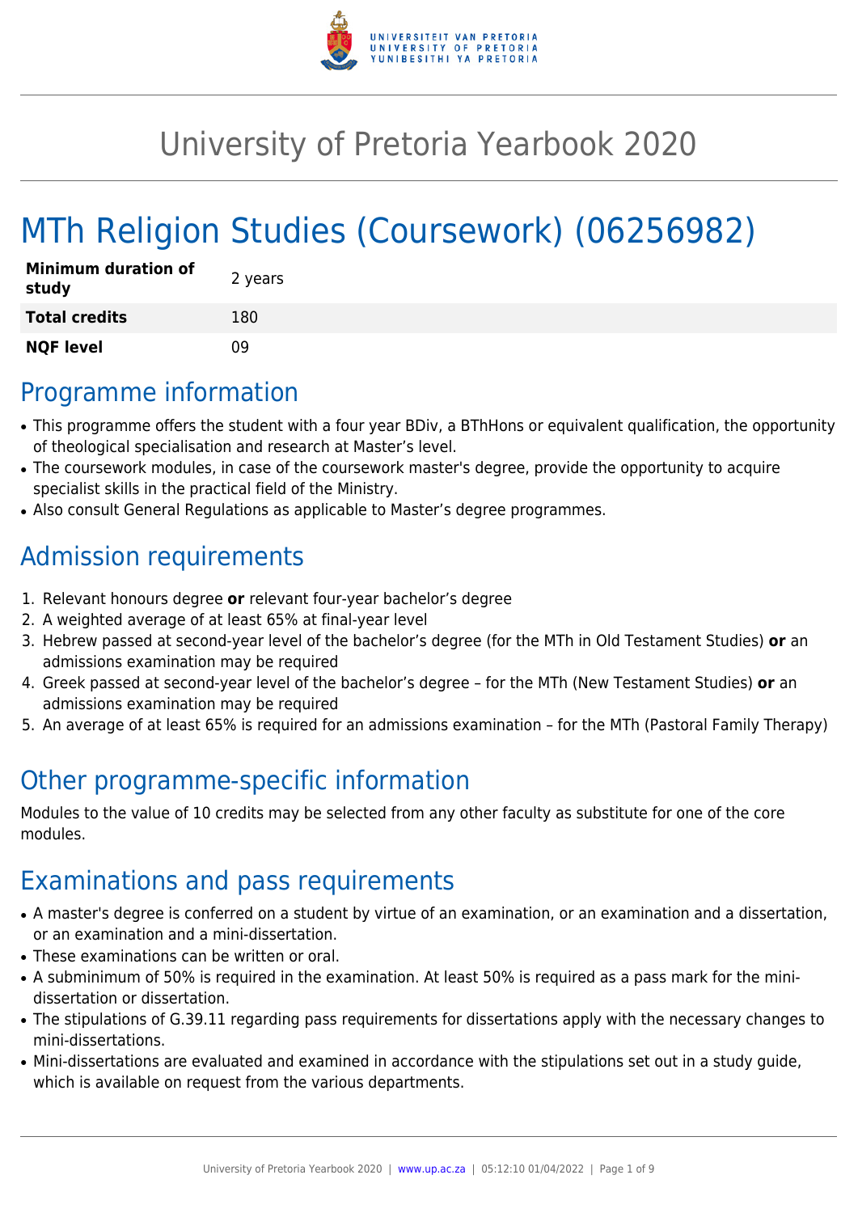# University of Pretoria Yearbook 2020

# MTh Religion Studies (Coursework) (06256982)

| Minimum duration of study | 2 years |
|---|---|
| **Total credits** | 180 |
| **NQF level** | 09 |

## Programme information

- This programme offers the student with a four year BDiv, a BThHons or equivalent qualification, the opportunity of theological specialisation and research at Master's level.
- The coursework modules, in case of the coursework master's degree, provide the opportunity to acquire specialist skills in the practical field of the Ministry.
- Also consult General Regulations as applicable to Master's degree programmes.

## Admission requirements

1. Relevant honours degree **or** relevant four-year bachelor's degree
2. A weighted average of at least 65% at final-year level
3. Hebrew passed at second-year level of the bachelor's degree (for the MTh in Old Testament Studies) **or** an admissions examination may be required
4. Greek passed at second-year level of the bachelor's degree – for the MTh (New Testament Studies) **or** an admissions examination may be required
5. An average of at least 65% is required for an admissions examination – for the MTh (Pastoral Family Therapy)

## Other programme-specific information

Modules to the value of 10 credits may be selected from any other faculty as substitute for one of the core modules.

## Examinations and pass requirements

- A master's degree is conferred on a student by virtue of an examination, or an examination and a dissertation, or an examination and a mini-dissertation.
- These examinations can be written or oral.
- A subminimum of 50% is required in the examination. At least 50% is required as a pass mark for the mini-dissertation or dissertation.
- The stipulations of G.39.11 regarding pass requirements for dissertations apply with the necessary changes to mini-dissertations.
- Mini-dissertations are evaluated and examined in accordance with the stipulations set out in a study guide, which is available on request from the various departments.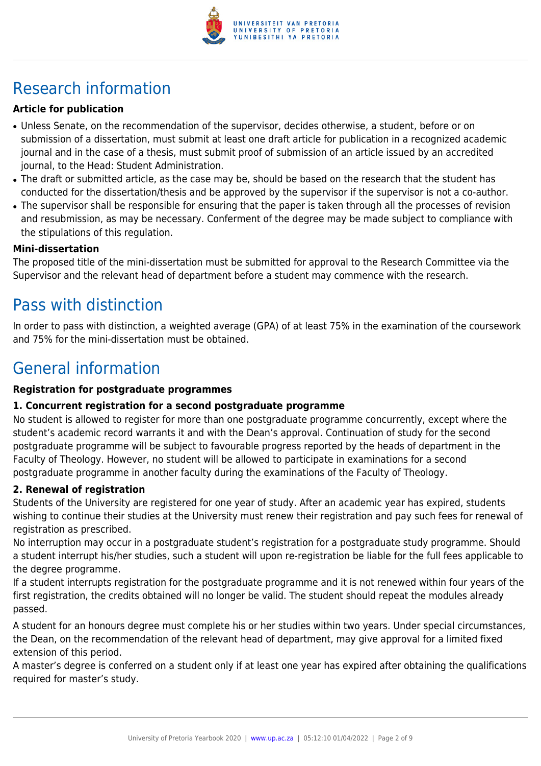# Research information

**Article for publication**

- Unless Senate, on the recommendation of the supervisor, decides otherwise, a student, before or on submission of a dissertation, must submit at least one draft article for publication in a recognized academic journal and in the case of a thesis, must submit proof of submission of an article issued by an accredited journal, to the Head: Student Administration.
- The draft or submitted article, as the case may be, should be based on the research that the student has conducted for the dissertation/thesis and be approved by the supervisor if the supervisor is not a co-author.
- The supervisor shall be responsible for ensuring that the paper is taken through all the processes of revision and resubmission, as may be necessary. Conferment of the degree may be made subject to compliance with the stipulations of this regulation.

**Mini-dissertation**

The proposed title of the mini-dissertation must be submitted for approval to the Research Committee via the Supervisor and the relevant head of department before a student may commence with the research.

# Pass with distinction

In order to pass with distinction, a weighted average (GPA) of at least 75% in the examination of the coursework and 75% for the mini-dissertation must be obtained.

# General information

**Registration for postgraduate programmes**

**1. Concurrent registration for a second postgraduate programme**

No student is allowed to register for more than one postgraduate programme concurrently, except where the student's academic record warrants it and with the Dean's approval. Continuation of study for the second postgraduate programme will be subject to favourable progress reported by the heads of department in the Faculty of Theology. However, no student will be allowed to participate in examinations for a second postgraduate programme in another faculty during the examinations of the Faculty of Theology.

**2. Renewal of registration**

Students of the University are registered for one year of study. After an academic year has expired, students wishing to continue their studies at the University must renew their registration and pay such fees for renewal of registration as prescribed.

No interruption may occur in a postgraduate student's registration for a postgraduate study programme. Should a student interrupt his/her studies, such a student will upon re-registration be liable for the full fees applicable to the degree programme.

If a student interrupts registration for the postgraduate programme and it is not renewed within four years of the first registration, the credits obtained will no longer be valid. The student should repeat the modules already passed.

A student for an honours degree must complete his or her studies within two years. Under special circumstances, the Dean, on the recommendation of the relevant head of department, may give approval for a limited fixed extension of this period.

A master's degree is conferred on a student only if at least one year has expired after obtaining the qualifications required for master's study.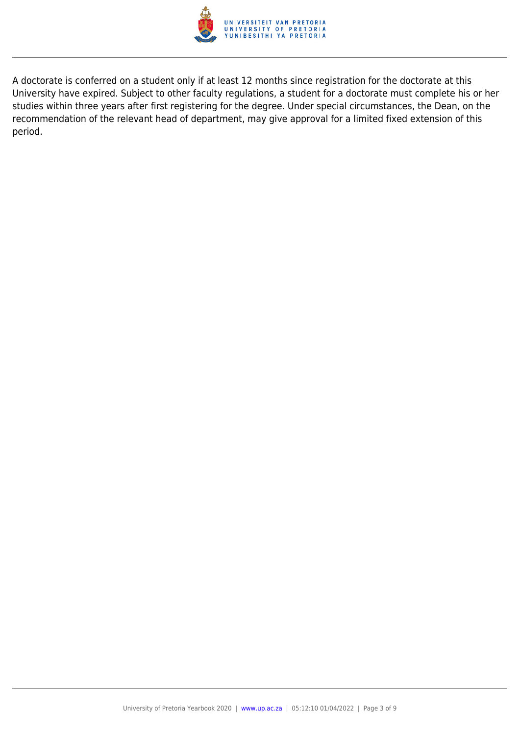A doctorate is conferred on a student only if at least 12 months since registration for the doctorate at this University have expired. Subject to other faculty regulations, a student for a doctorate must complete his or her studies within three years after first registering for the degree. Under special circumstances, the Dean, on the recommendation of the relevant head of department, may give approval for a limited fixed extension of this period.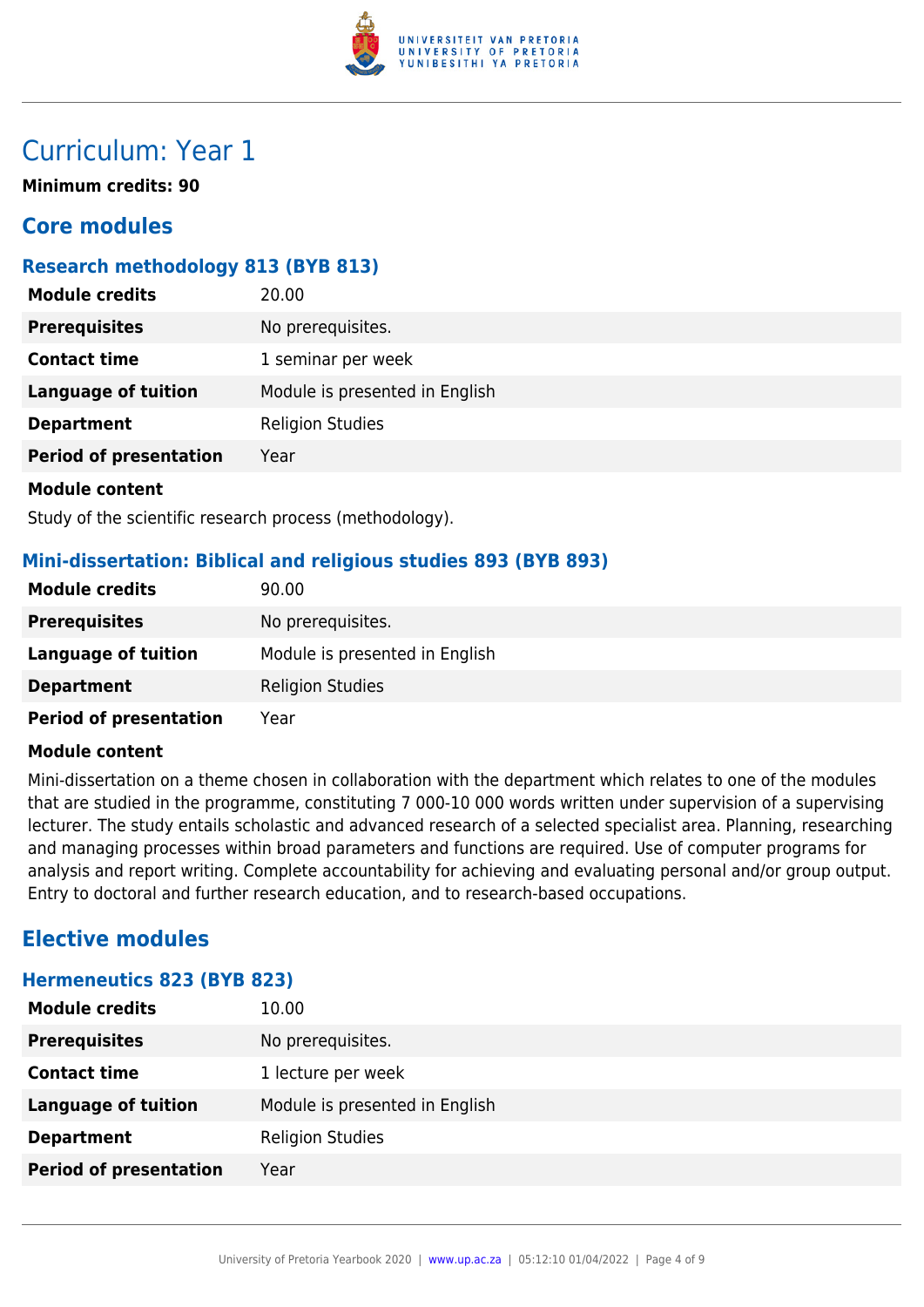# Curriculum: Year 1

**Minimum credits: 90**

## Core modules

### Research methodology 813 (BYB 813)

| | |
|---|---|
| **Module credits** | 20.00 |
| **Prerequisites** | No prerequisites. |
| **Contact time** | 1 seminar per week |
| **Language of tuition** | Module is presented in English |
| **Department** | Religion Studies |
| **Period of presentation** | Year |

**Module content**

Study of the scientific research process (methodology).

### Mini-dissertation: Biblical and religious studies 893 (BYB 893)

| | |
|---|---|
| **Module credits** | 90.00 |
| **Prerequisites** | No prerequisites. |
| **Language of tuition** | Module is presented in English |
| **Department** | Religion Studies |
| **Period of presentation** | Year |

**Module content**

Mini-dissertation on a theme chosen in collaboration with the department which relates to one of the modules that are studied in the programme, constituting 7 000-10 000 words written under supervision of a supervising lecturer. The study entails scholastic and advanced research of a selected specialist area. Planning, researching and managing processes within broad parameters and functions are required. Use of computer programs for analysis and report writing. Complete accountability for achieving and evaluating personal and/or group output. Entry to doctoral and further research education, and to research-based occupations.

## Elective modules

### Hermeneutics 823 (BYB 823)

| | |
|---|---|
| **Module credits** | 10.00 |
| **Prerequisites** | No prerequisites. |
| **Contact time** | 1 lecture per week |
| **Language of tuition** | Module is presented in English |
| **Department** | Religion Studies |
| **Period of presentation** | Year |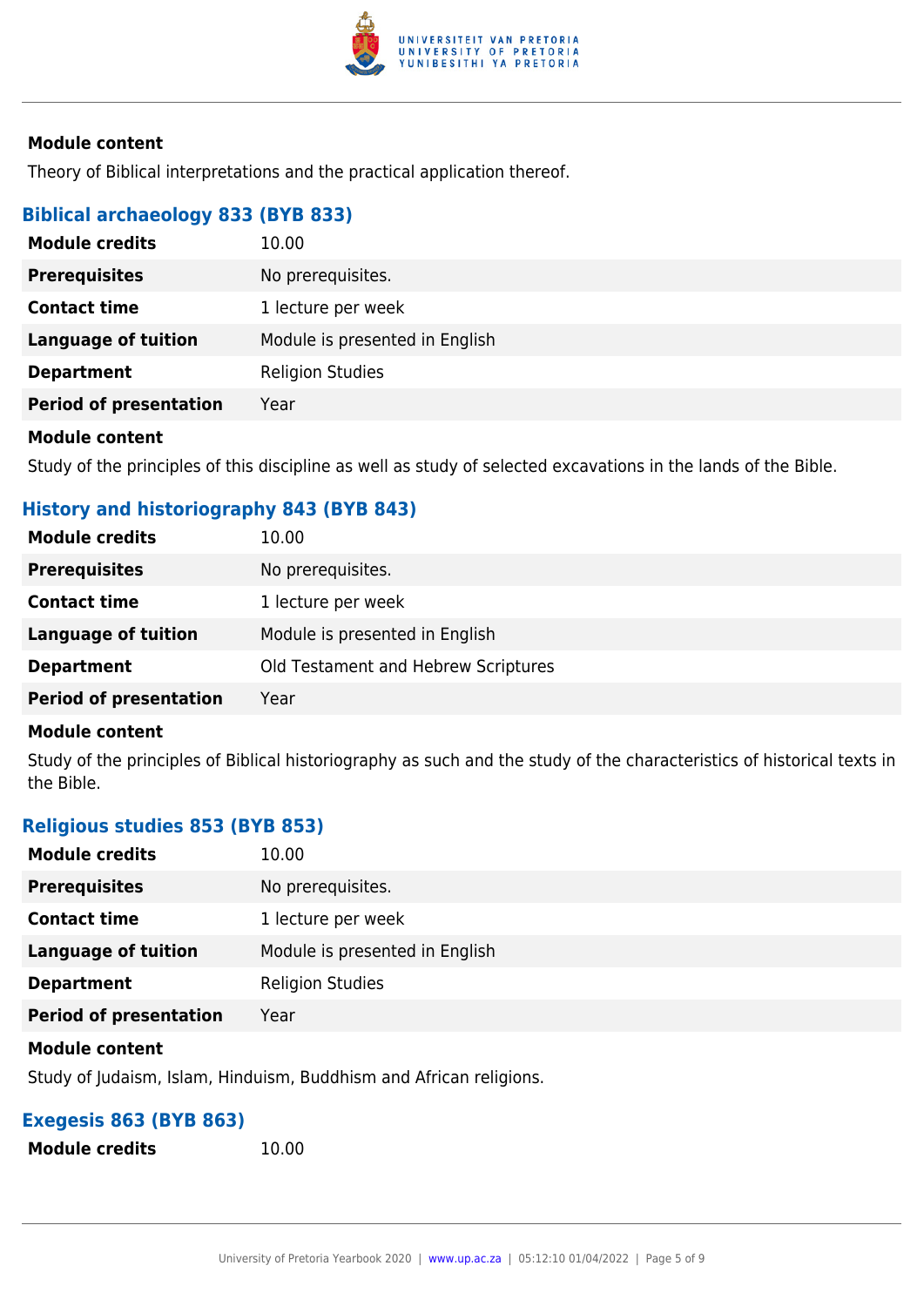**Module content**

Theory of Biblical interpretations and the practical application thereof.

### Biblical archaeology 833 (BYB 833)

| | |
|---|---|
| **Module credits** | 10.00 |
| **Prerequisites** | No prerequisites. |
| **Contact time** | 1 lecture per week |
| **Language of tuition** | Module is presented in English |
| **Department** | Religion Studies |
| **Period of presentation** | Year |

**Module content**

Study of the principles of this discipline as well as study of selected excavations in the lands of the Bible.

### History and historiography 843 (BYB 843)

| | |
|---|---|
| **Module credits** | 10.00 |
| **Prerequisites** | No prerequisites. |
| **Contact time** | 1 lecture per week |
| **Language of tuition** | Module is presented in English |
| **Department** | Old Testament and Hebrew Scriptures |
| **Period of presentation** | Year |

**Module content**

Study of the principles of Biblical historiography as such and the study of the characteristics of historical texts in the Bible.

### Religious studies 853 (BYB 853)

| | |
|---|---|
| **Module credits** | 10.00 |
| **Prerequisites** | No prerequisites. |
| **Contact time** | 1 lecture per week |
| **Language of tuition** | Module is presented in English |
| **Department** | Religion Studies |
| **Period of presentation** | Year |

**Module content**

Study of Judaism, Islam, Hinduism, Buddhism and African religions.

### Exegesis 863 (BYB 863)

| | |
|---|---|
| **Module credits** | 10.00 |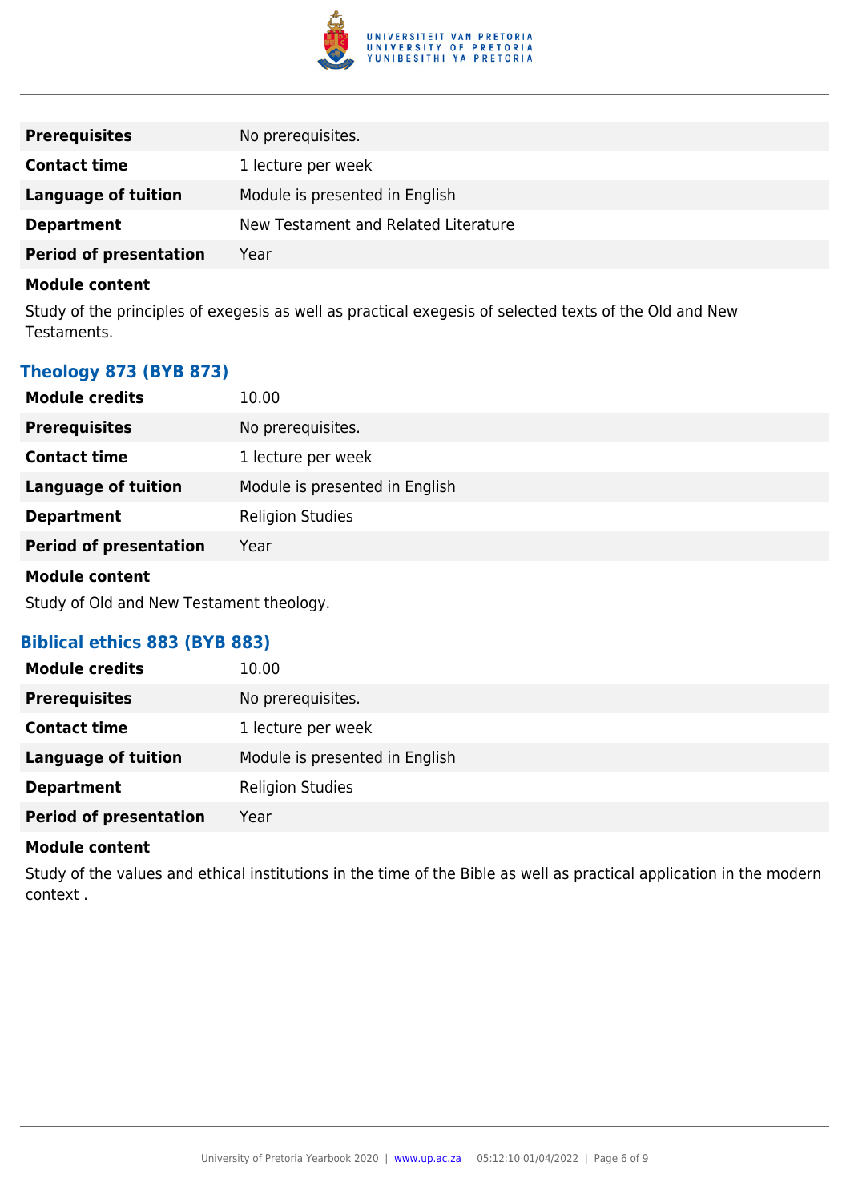| | |
|---|---|
| **Prerequisites** | No prerequisites. |
| **Contact time** | 1 lecture per week |
| **Language of tuition** | Module is presented in English |
| **Department** | New Testament and Related Literature |
| **Period of presentation** | Year |

**Module content**

Study of the principles of exegesis as well as practical exegesis of selected texts of the Old and New Testaments.

### Theology 873 (BYB 873)

| | |
|---|---|
| **Module credits** | 10.00 |
| **Prerequisites** | No prerequisites. |
| **Contact time** | 1 lecture per week |
| **Language of tuition** | Module is presented in English |
| **Department** | Religion Studies |
| **Period of presentation** | Year |

**Module content**

Study of Old and New Testament theology.

### Biblical ethics 883 (BYB 883)

| | |
|---|---|
| **Module credits** | 10.00 |
| **Prerequisites** | No prerequisites. |
| **Contact time** | 1 lecture per week |
| **Language of tuition** | Module is presented in English |
| **Department** | Religion Studies |
| **Period of presentation** | Year |

**Module content**

Study of the values and ethical institutions in the time of the Bible as well as practical application in the modern context .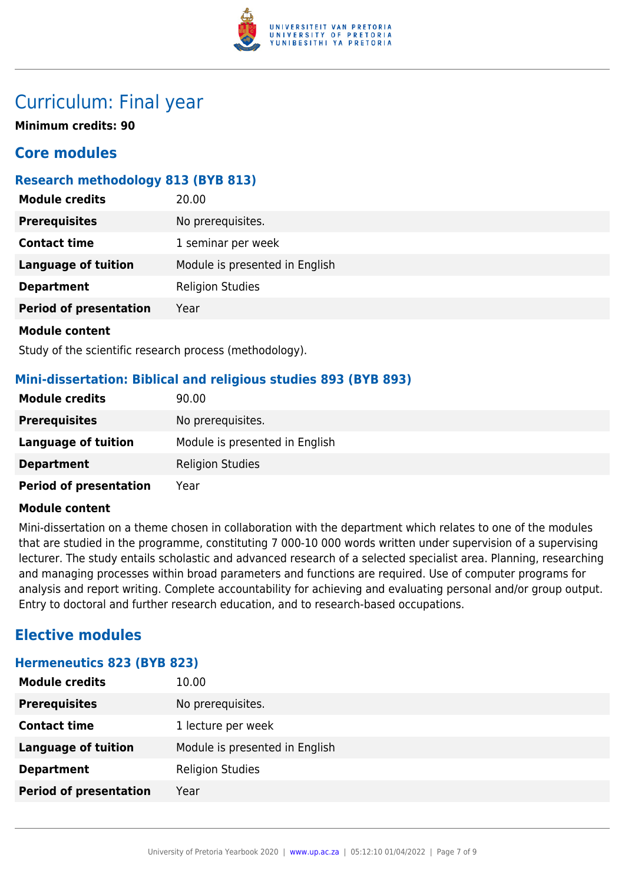# Curriculum: Final year

**Minimum credits: 90**

## Core modules

### Research methodology 813 (BYB 813)

| | |
|---|---|
| **Module credits** | 20.00 |
| **Prerequisites** | No prerequisites. |
| **Contact time** | 1 seminar per week |
| **Language of tuition** | Module is presented in English |
| **Department** | Religion Studies |
| **Period of presentation** | Year |

**Module content**

Study of the scientific research process (methodology).

### Mini-dissertation: Biblical and religious studies 893 (BYB 893)

| | |
|---|---|
| **Module credits** | 90.00 |
| **Prerequisites** | No prerequisites. |
| **Language of tuition** | Module is presented in English |
| **Department** | Religion Studies |
| **Period of presentation** | Year |

**Module content**

Mini-dissertation on a theme chosen in collaboration with the department which relates to one of the modules that are studied in the programme, constituting 7 000-10 000 words written under supervision of a supervising lecturer. The study entails scholastic and advanced research of a selected specialist area. Planning, researching and managing processes within broad parameters and functions are required. Use of computer programs for analysis and report writing. Complete accountability for achieving and evaluating personal and/or group output. Entry to doctoral and further research education, and to research-based occupations.

## Elective modules

### Hermeneutics 823 (BYB 823)

| | |
|---|---|
| **Module credits** | 10.00 |
| **Prerequisites** | No prerequisites. |
| **Contact time** | 1 lecture per week |
| **Language of tuition** | Module is presented in English |
| **Department** | Religion Studies |
| **Period of presentation** | Year |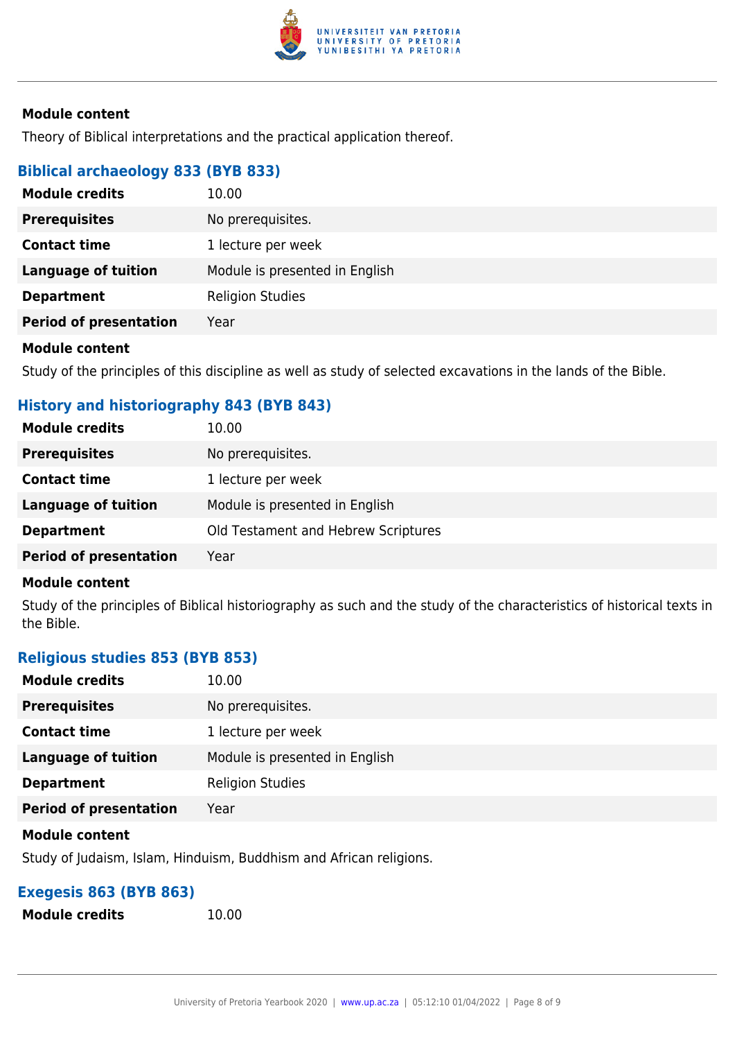**Module content**

Theory of Biblical interpretations and the practical application thereof.

### Biblical archaeology 833 (BYB 833)

| **Module credits** | 10.00 |
|---|---|
| **Prerequisites** | No prerequisites. |
| **Contact time** | 1 lecture per week |
| **Language of tuition** | Module is presented in English |
| **Department** | Religion Studies |
| **Period of presentation** | Year |

**Module content**

Study of the principles of this discipline as well as study of selected excavations in the lands of the Bible.

### History and historiography 843 (BYB 843)

| **Module credits** | 10.00 |
|---|---|
| **Prerequisites** | No prerequisites. |
| **Contact time** | 1 lecture per week |
| **Language of tuition** | Module is presented in English |
| **Department** | Old Testament and Hebrew Scriptures |
| **Period of presentation** | Year |

**Module content**

Study of the principles of Biblical historiography as such and the study of the characteristics of historical texts in the Bible.

### Religious studies 853 (BYB 853)

| **Module credits** | 10.00 |
|---|---|
| **Prerequisites** | No prerequisites. |
| **Contact time** | 1 lecture per week |
| **Language of tuition** | Module is presented in English |
| **Department** | Religion Studies |
| **Period of presentation** | Year |

**Module content**

Study of Judaism, Islam, Hinduism, Buddhism and African religions.

### Exegesis 863 (BYB 863)

| **Module credits** | 10.00 |
|---|---|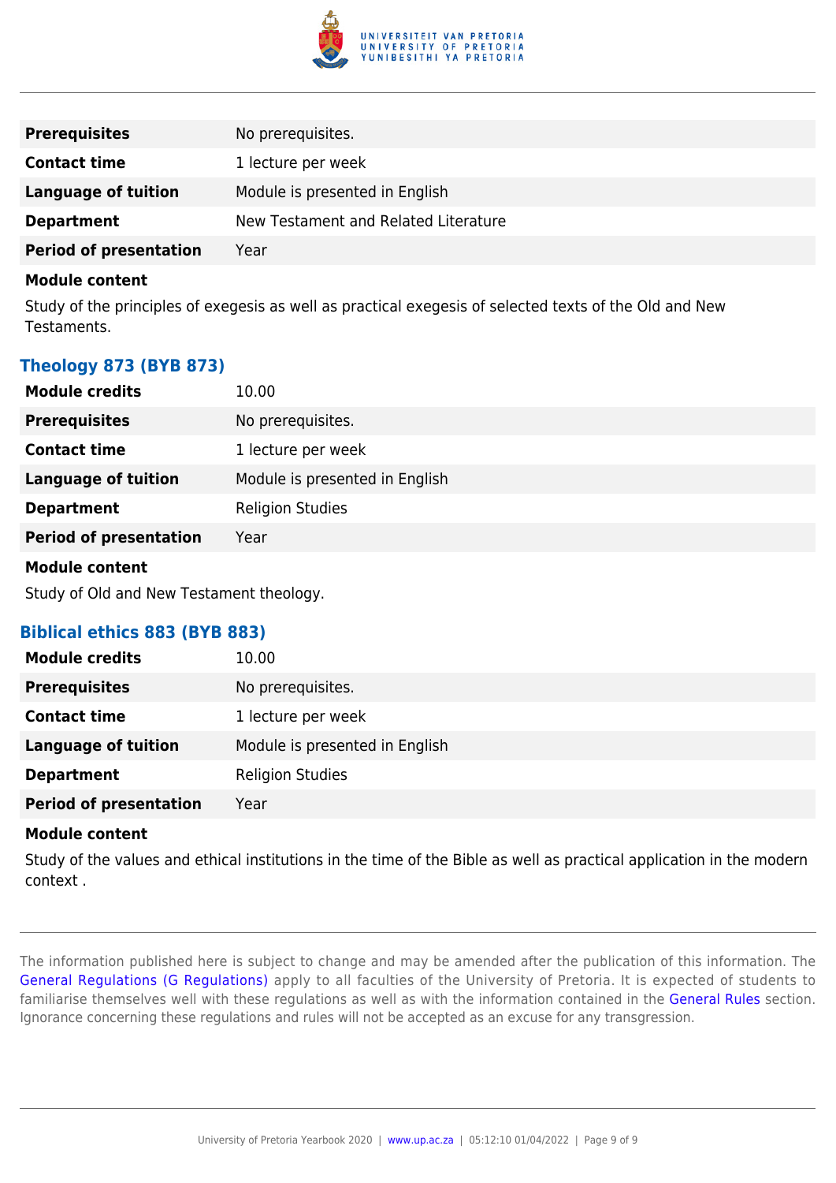| | |
|---|---|
| **Prerequisites** | No prerequisites. |
| **Contact time** | 1 lecture per week |
| **Language of tuition** | Module is presented in English |
| **Department** | New Testament and Related Literature |
| **Period of presentation** | Year |

**Module content**

Study of the principles of exegesis as well as practical exegesis of selected texts of the Old and New Testaments.

### Theology 873 (BYB 873)

| | |
|---|---|
| **Module credits** | 10.00 |
| **Prerequisites** | No prerequisites. |
| **Contact time** | 1 lecture per week |
| **Language of tuition** | Module is presented in English |
| **Department** | Religion Studies |
| **Period of presentation** | Year |

**Module content**

Study of Old and New Testament theology.

### Biblical ethics 883 (BYB 883)

| | |
|---|---|
| **Module credits** | 10.00 |
| **Prerequisites** | No prerequisites. |
| **Contact time** | 1 lecture per week |
| **Language of tuition** | Module is presented in English |
| **Department** | Religion Studies |
| **Period of presentation** | Year |

**Module content**

Study of the values and ethical institutions in the time of the Bible as well as practical application in the modern context .

The information published here is subject to change and may be amended after the publication of this information. The General Regulations (G Regulations) apply to all faculties of the University of Pretoria. It is expected of students to familiarise themselves well with these regulations as well as with the information contained in the General Rules section. Ignorance concerning these regulations and rules will not be accepted as an excuse for any transgression.